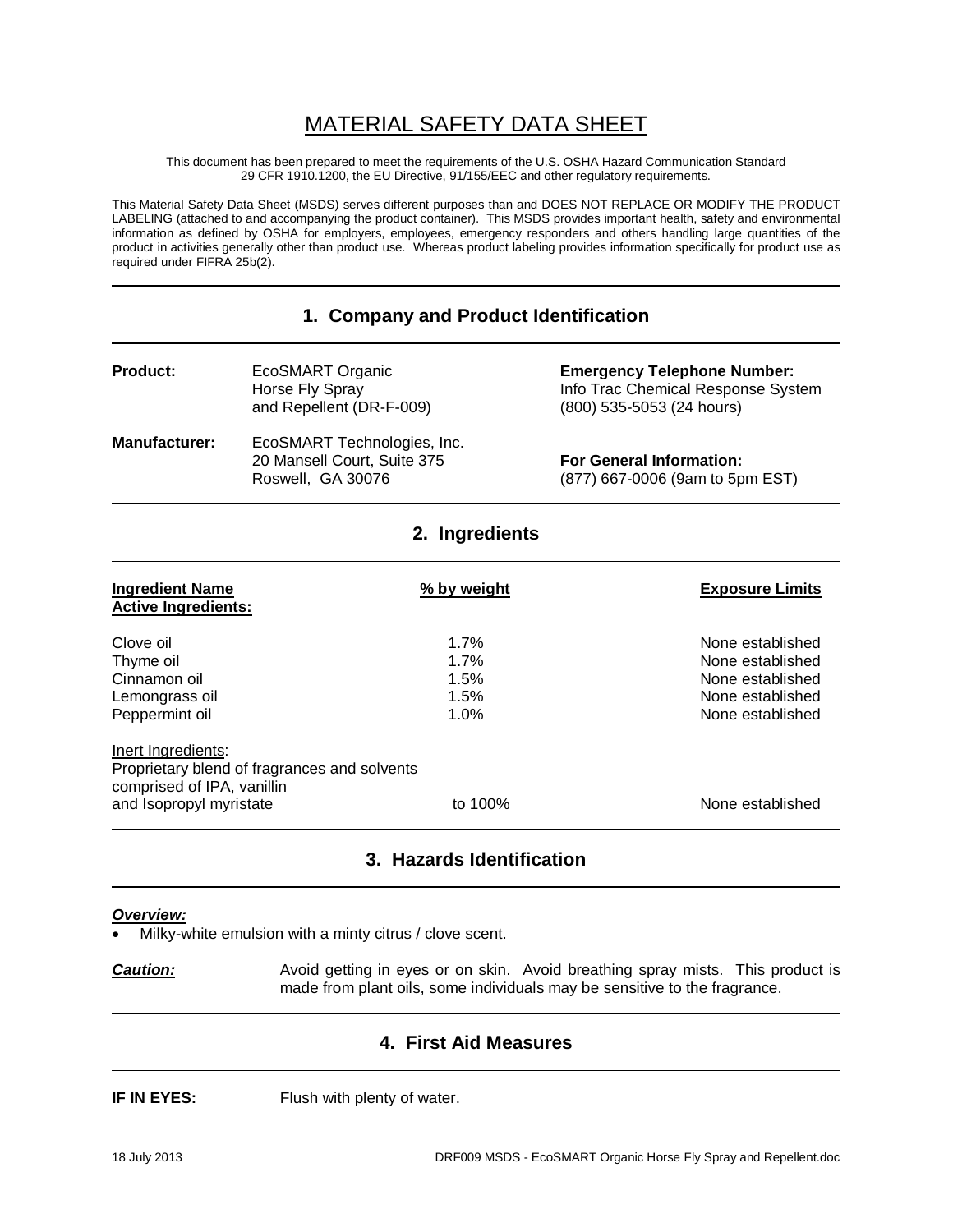# MATERIAL SAFETY DATA SHEET

This document has been prepared to meet the requirements of the U.S. OSHA Hazard Communication Standard 29 CFR 1910.1200, the EU Directive, 91/155/EEC and other regulatory requirements.

This Material Safety Data Sheet (MSDS) serves different purposes than and DOES NOT REPLACE OR MODIFY THE PRODUCT LABELING (attached to and accompanying the product container). This MSDS provides important health, safety and environmental information as defined by OSHA for employers, employees, emergency responders and others handling large quantities of the product in activities generally other than product use. Whereas product labeling provides information specifically for product use as required under FIFRA 25b(2).

## 1. Company and Product Identification

**Product:** EcoSMART Organic Horse Fly Spray and Repellent (DR-F-009)

**Emergency Telephone Number:**
Info Trac Chemical Response System
(800) 535-5053 (24 hours)

**Manufacturer:** EcoSMART Technologies, Inc.
20 Mansell Court, Suite 375
Roswell, GA 30076

**For General Information:**
(877) 667-0006 (9am to 5pm EST)

## 2. Ingredients

| Ingredient Name | % by weight | Exposure Limits |
|---|---|---|
| **Active Ingredients:** | | |
| Clove oil | 1.7% | None established |
| Thyme oil | 1.7% | None established |
| Cinnamon oil | 1.5% | None established |
| Lemongrass oil | 1.5% | None established |
| Peppermint oil | 1.0% | None established |
| Inert Ingredients: Proprietary blend of fragrances and solvents comprised of IPA, vanillin and Isopropyl myristate | to 100% | None established |

## 3. Hazards Identification

***Overview:***

- Milky-white emulsion with a minty citrus / clove scent.

***Caution:*** Avoid getting in eyes or on skin. Avoid breathing spray mists. This product is made from plant oils, some individuals may be sensitive to the fragrance.

## 4. First Aid Measures

**IF IN EYES:** Flush with plenty of water.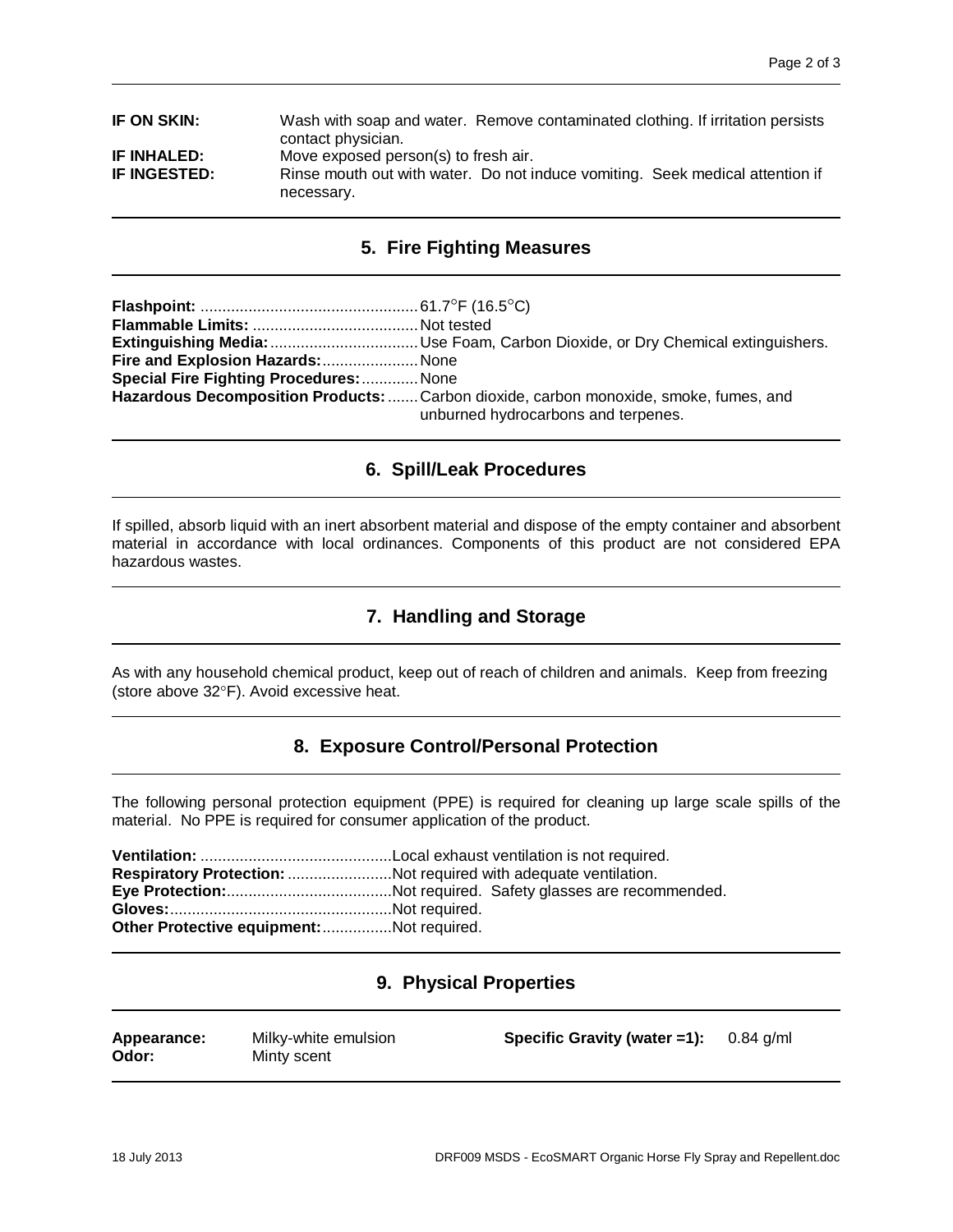**IF ON SKIN:** Wash with soap and water. Remove contaminated clothing. If irritation persists contact physician.
**IF INHALED:** Move exposed person(s) to fresh air.
**IF INGESTED:** Rinse mouth out with water. Do not induce vomiting. Seek medical attention if necessary.

## 5. Fire Fighting Measures

**Flashpoint:** 61.7°F (16.5°C)
**Flammable Limits:** Not tested
**Extinguishing Media:** Use Foam, Carbon Dioxide, or Dry Chemical extinguishers.
**Fire and Explosion Hazards:** None
**Special Fire Fighting Procedures:** None
**Hazardous Decomposition Products:** Carbon dioxide, carbon monoxide, smoke, fumes, and unburned hydrocarbons and terpenes.

## 6. Spill/Leak Procedures

If spilled, absorb liquid with an inert absorbent material and dispose of the empty container and absorbent material in accordance with local ordinances. Components of this product are not considered EPA hazardous wastes.

## 7. Handling and Storage

As with any household chemical product, keep out of reach of children and animals. Keep from freezing (store above 32°F). Avoid excessive heat.

## 8. Exposure Control/Personal Protection

The following personal protection equipment (PPE) is required for cleaning up large scale spills of the material. No PPE is required for consumer application of the product.

**Ventilation:** Local exhaust ventilation is not required.
**Respiratory Protection:** Not required with adequate ventilation.
**Eye Protection:** Not required. Safety glasses are recommended.
**Gloves:** Not required.
**Other Protective equipment:** Not required.

## 9. Physical Properties

**Appearance:** Milky-white emulsion
**Odor:** Minty scent
**Specific Gravity (water =1):** 0.84 g/ml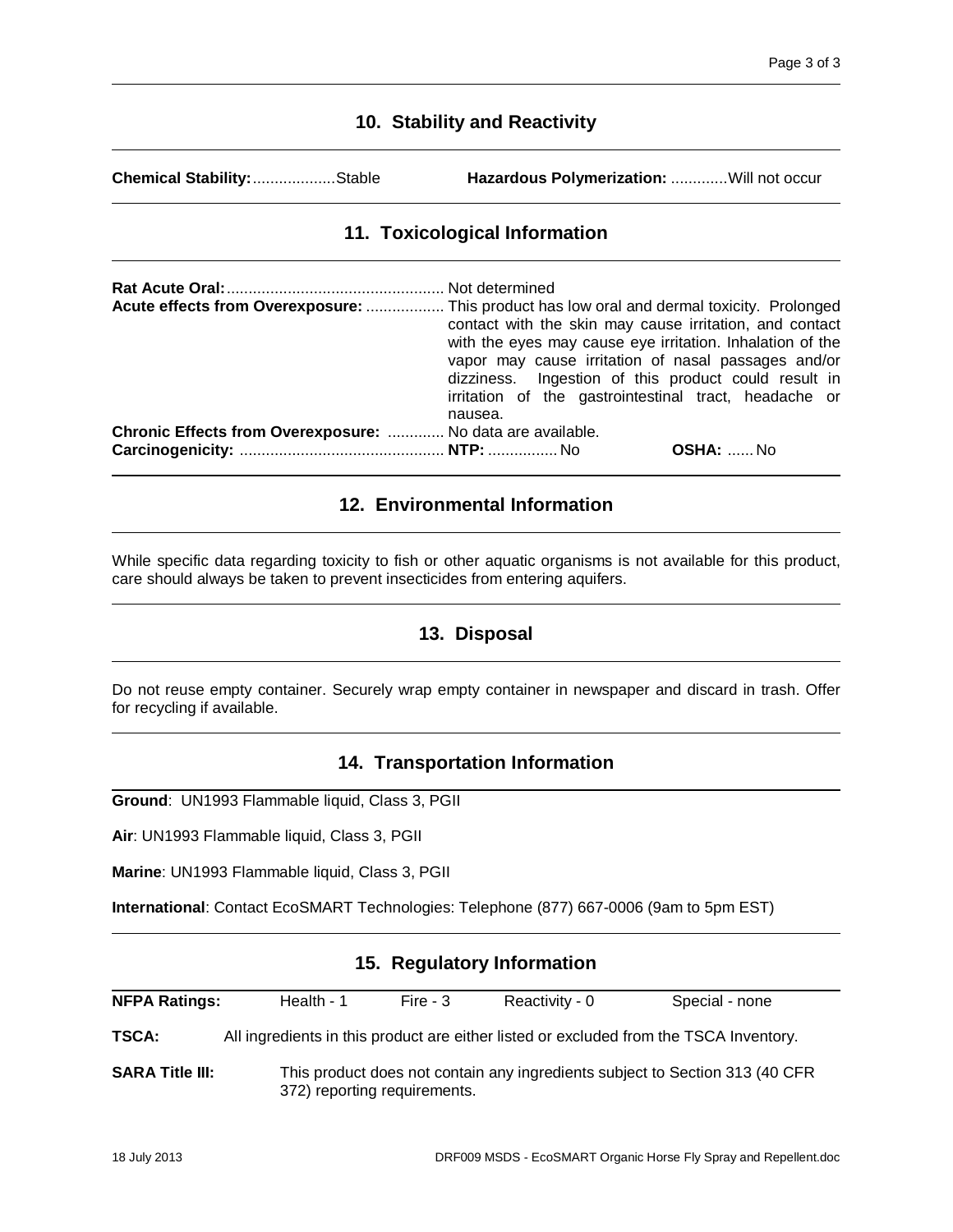## 10. Stability and Reactivity

**Chemical Stability:**...................Stable **Hazardous Polymerization:** .............Will not occur

## 11. Toxicological Information

**Rat Acute Oral:**................................................. Not determined

**Acute effects from Overexposure:** .................. This product has low oral and dermal toxicity. Prolonged contact with the skin may cause irritation, and contact with the eyes may cause eye irritation. Inhalation of the vapor may cause irritation of nasal passages and/or dizziness. Ingestion of this product could result in irritation of the gastrointestinal tract, headache or nausea.

**Chronic Effects from Overexposure:** ............. No data are available.

**Carcinogenicity:** .............................................. **NTP:** ................ No **OSHA:** ...... No

## 12. Environmental Information

While specific data regarding toxicity to fish or other aquatic organisms is not available for this product, care should always be taken to prevent insecticides from entering aquifers.

## 13. Disposal

Do not reuse empty container. Securely wrap empty container in newspaper and discard in trash. Offer for recycling if available.

## 14. Transportation Information

**Ground**: UN1993 Flammable liquid, Class 3, PGII

**Air**: UN1993 Flammable liquid, Class 3, PGII

**Marine**: UN1993 Flammable liquid, Class 3, PGII

**International**: Contact EcoSMART Technologies: Telephone (877) 667-0006 (9am to 5pm EST)

## 15. Regulatory Information

**NFPA Ratings:** Health - 1 Fire - 3 Reactivity - 0 Special - none

**TSCA:** All ingredients in this product are either listed or excluded from the TSCA Inventory.

**SARA Title III:** This product does not contain any ingredients subject to Section 313 (40 CFR 372) reporting requirements.

18 July 2013 DRF009 MSDS - EcoSMART Organic Horse Fly Spray and Repellent.doc